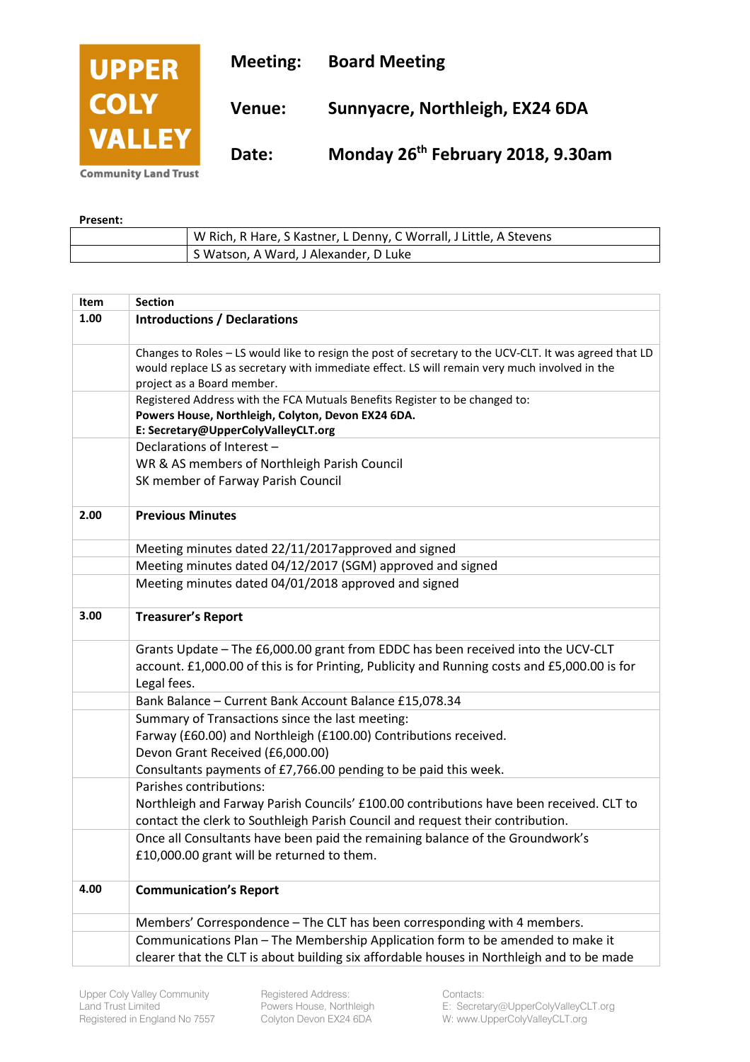**UPPER COLY VALLEY**
Community Land Trust

| | |
|---|---|
| **Meeting:** | **Board Meeting** |
| **Venue:** | **Sunnyacre, Northleigh, EX24 6DA** |
| **Date:** | **Monday 26th February 2018, 9.30am** |

**Present:**

| | |
|---|---|
| | W Rich, R Hare, S Kastner, L Denny, C Worrall, J Little, A Stevens |
| | S Watson, A Ward, J Alexander, D Luke |

| Item | Section |
|---|---|
| **1.00** | **Introductions / Declarations** |
| | Changes to Roles – LS would like to resign the post of secretary to the UCV-CLT. It was agreed that LD would replace LS as secretary with immediate effect. LS will remain very much involved in the project as a Board member. |
| | Registered Address with the FCA Mutuals Benefits Register to be changed to: **Powers House, Northleigh, Colyton, Devon EX24 6DA.** **E: Secretary@UpperColyValleyCLT.org** |
| | Declarations of Interest – WR & AS members of Northleigh Parish Council SK member of Farway Parish Council |
| **2.00** | **Previous Minutes** |
| | Meeting minutes dated 22/11/2017approved and signed |
| | Meeting minutes dated 04/12/2017 (SGM) approved and signed |
| | Meeting minutes dated 04/01/2018 approved and signed |
| **3.00** | **Treasurer's Report** |
| | Grants Update – The £6,000.00 grant from EDDC has been received into the UCV-CLT account. £1,000.00 of this is for Printing, Publicity and Running costs and £5,000.00 is for Legal fees. |
| | Bank Balance – Current Bank Account Balance £15,078.34 |
| | Summary of Transactions since the last meeting: Farway (£60.00) and Northleigh (£100.00) Contributions received. Devon Grant Received (£6,000.00) Consultants payments of £7,766.00 pending to be paid this week. |
| | Parishes contributions: Northleigh and Farway Parish Councils' £100.00 contributions have been received. CLT to contact the clerk to Southleigh Parish Council and request their contribution. |
| | Once all Consultants have been paid the remaining balance of the Groundwork's £10,000.00 grant will be returned to them. |
| **4.00** | **Communication's Report** |
| | Members' Correspondence – The CLT has been corresponding with 4 members. |
| | Communications Plan – The Membership Application form to be amended to make it clearer that the CLT is about building six affordable houses in Northleigh and to be made |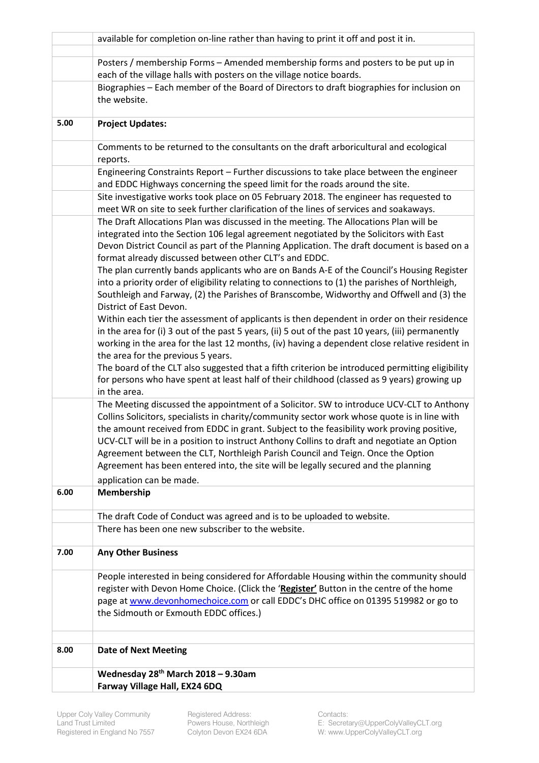| | |
|---|---|
| | available for completion on-line rather than having to print it off and post it in. |
| | |
| | Posters / membership Forms – Amended membership forms and posters to be put up in each of the village halls with posters on the village notice boards. |
| | Biographies – Each member of the Board of Directors to draft biographies for inclusion on the website. |
| **5.00** | **Project Updates:** |
| | Comments to be returned to the consultants on the draft arboricultural and ecological reports. |
| | Engineering Constraints Report – Further discussions to take place between the engineer and EDDC Highways concerning the speed limit for the roads around the site. |
| | Site investigative works took place on 05 February 2018. The engineer has requested to meet WR on site to seek further clarification of the lines of services and soakaways. |
| | The Draft Allocations Plan was discussed in the meeting. The Allocations Plan will be integrated into the Section 106 legal agreement negotiated by the Solicitors with East Devon District Council as part of the Planning Application. The draft document is based on a format already discussed between other CLT's and EDDC.<br>The plan currently bands applicants who are on Bands A-E of the Council's Housing Register into a priority order of eligibility relating to connections to (1) the parishes of Northleigh, Southleigh and Farway, (2) the Parishes of Branscombe, Widworthy and Offwell and (3) the District of East Devon.<br>Within each tier the assessment of applicants is then dependent in order on their residence in the area for (i) 3 out of the past 5 years, (ii) 5 out of the past 10 years, (iii) permanently working in the area for the last 12 months, (iv) having a dependent close relative resident in the area for the previous 5 years.<br>The board of the CLT also suggested that a fifth criterion be introduced permitting eligibility for persons who have spent at least half of their childhood (classed as 9 years) growing up in the area. |
| | The Meeting discussed the appointment of a Solicitor. SW to introduce UCV-CLT to Anthony Collins Solicitors, specialists in charity/community sector work whose quote is in line with the amount received from EDDC in grant. Subject to the feasibility work proving positive, UCV-CLT will be in a position to instruct Anthony Collins to draft and negotiate an Option Agreement between the CLT, Northleigh Parish Council and Teign. Once the Option Agreement has been entered into, the site will be legally secured and the planning application can be made. |
| **6.00** | **Membership** |
| | The draft Code of Conduct was agreed and is to be uploaded to website. |
| | There has been one new subscriber to the website. |
| **7.00** | **Any Other Business** |
| | People interested in being considered for Affordable Housing within the community should register with Devon Home Choice. (Click the '**Register**' Button in the centre of the home page at www.devonhomechoice.com or call EDDC's DHC office on 01395 519982 or go to the Sidmouth or Exmouth EDDC offices.) |
| | |
| **8.00** | **Date of Next Meeting** |
| | **Wednesday 28th March 2018 – 9.30am**<br>**Farway Village Hall, EX24 6DQ** |

Upper Coly Valley Community Land Trust Limited
Registered in England No 7557

Registered Address:
Powers House, Northleigh
Colyton Devon EX24 6DA

Contacts:
E: Secretary@UpperColyValleyCLT.org
W: www.UpperColyValleyCLT.org